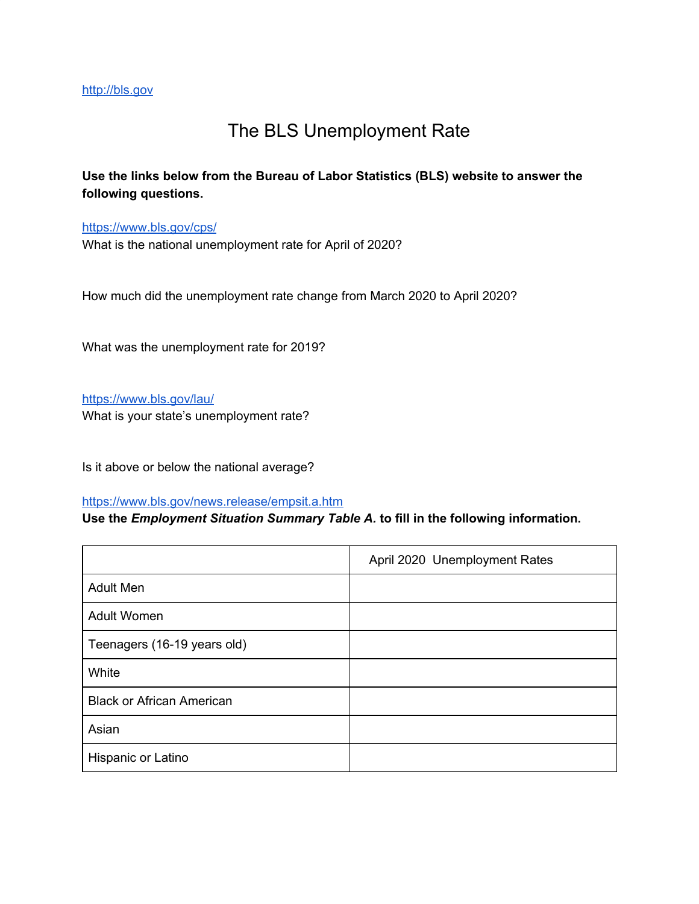http://bls.gov

# The BLS Unemployment Rate

**Use the links below from the Bureau of Labor Statistics (BLS) website to answer the following questions.**

https://www.bls.gov/cps/

What is the national unemployment rate for April of 2020?

How much did the unemployment rate change from March 2020 to April 2020?

What was the unemployment rate for 2019?

https://www.bls.gov/lau/

What is your state's unemployment rate?

Is it above or below the national average?

https://www.bls.gov/news.release/empsit.a.htm

**Use the *Employment Situation Summary Table A.* to fill in the following information.**

| | April 2020 Unemployment Rates |
|---|---|
| Adult Men | |
| Adult Women | |
| Teenagers (16-19 years old) | |
| White | |
| Black or African American | |
| Asian | |
| Hispanic or Latino | |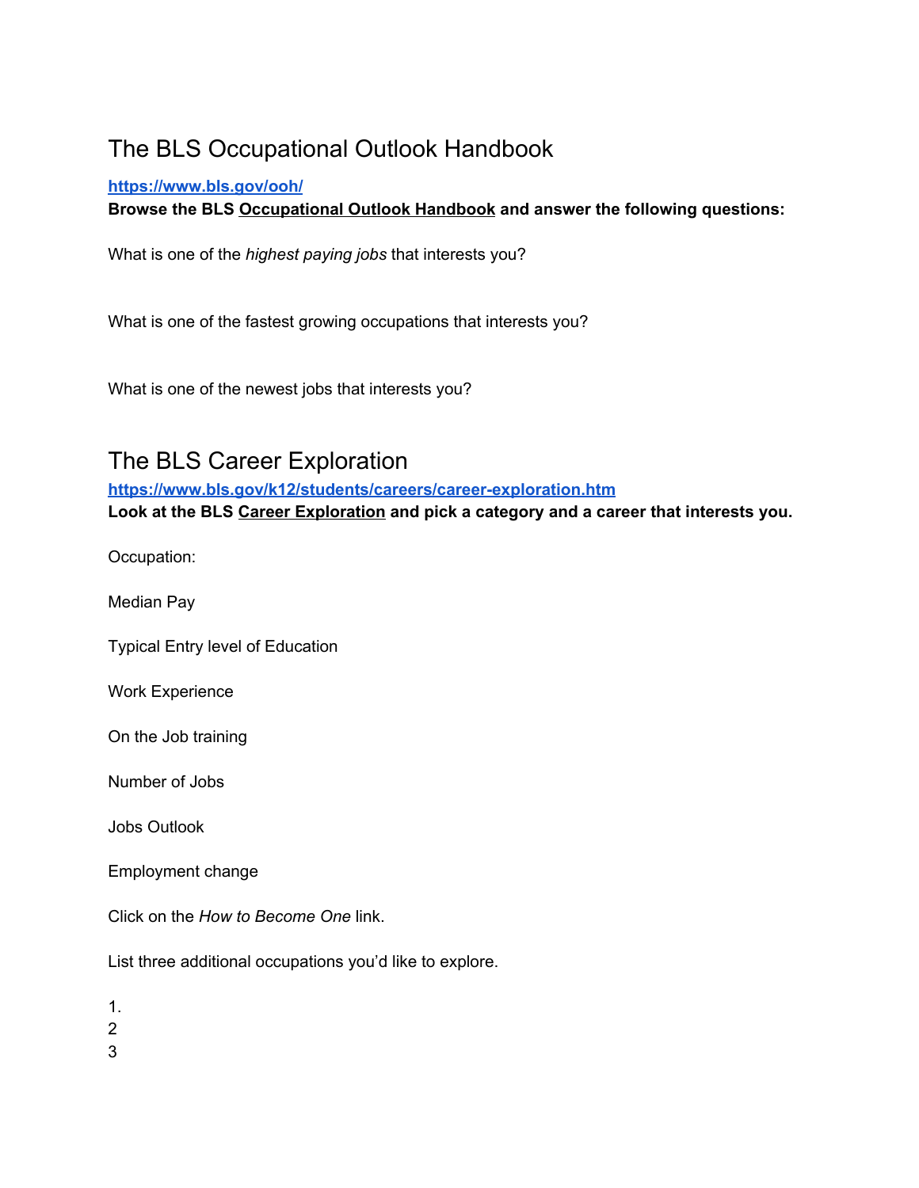# The BLS Occupational Outlook Handbook

**https://www.bls.gov/ooh/**

**Browse the BLS Occupational Outlook Handbook and answer the following questions:**

What is one of the *highest paying jobs* that interests you?

What is one of the fastest growing occupations that interests you?

What is one of the newest jobs that interests you?

# The BLS Career Exploration

**https://www.bls.gov/k12/students/careers/career-exploration.htm**

**Look at the BLS Career Exploration and pick a category and a career that interests you.**

Occupation:

Median Pay

Typical Entry level of Education

Work Experience

On the Job training

Number of Jobs

Jobs Outlook

Employment change

Click on the *How to Become One* link.

List three additional occupations you'd like to explore.

1.
2
3